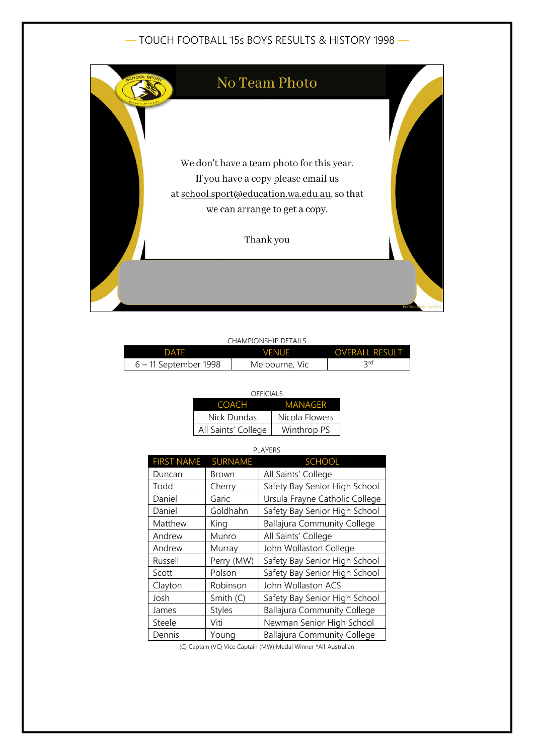# TOUCH FOOTBALL 15s BOYS RESULTS & HISTORY 1998

## No Team Photo

We don't have a team photo for this year.
If you have a copy please email us at school.sport@education.wa.edu.au, so that we can arrange to get a copy.

Thank you

CHAMPIONSHIP DETAILS

| DATE | VENUE | OVERALL RESULT |
|---|---|---|
| 6 – 11 September 1998 | Melbourne, Vic | 3rd |

OFFICIALS

| COACH | MANAGER |
|---|---|
| Nick Dundas | Nicola Flowers |
| All Saints' College | Winthrop PS |

PLAYERS

| FIRST NAME | SURNAME | SCHOOL |
|---|---|---|
| Duncan | Brown | All Saints' College |
| Todd | Cherry | Safety Bay Senior High School |
| Daniel | Garic | Ursula Frayne Catholic College |
| Daniel | Goldhahn | Safety Bay Senior High School |
| Matthew | King | Ballajura Community College |
| Andrew | Munro | All Saints' College |
| Andrew | Murray | John Wollaston College |
| Russell | Perry (MW) | Safety Bay Senior High School |
| Scott | Polson | Safety Bay Senior High School |
| Clayton | Robinson | John Wollaston ACS |
| Josh | Smith (C) | Safety Bay Senior High School |
| James | Styles | Ballajura Community College |
| Steele | Viti | Newman Senior High School |
| Dennis | Young | Ballajura Community College |

(C) Captain (VC) Vice Captain (MW) Medal Winner *All-Australian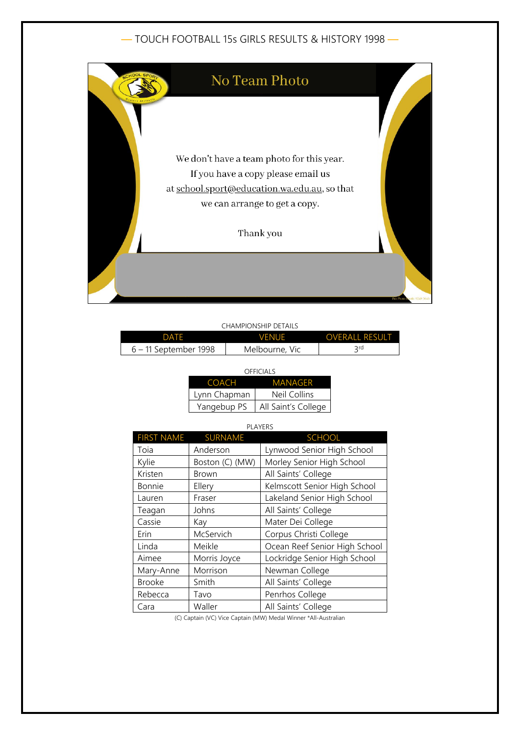# — TOUCH FOOTBALL 15s GIRLS RESULTS & HISTORY 1998 —

No Team Photo

We don't have a team photo for this year.
If you have a copy please email us at school.sport@education.wa.edu.au, so that we can arrange to get a copy.

Thank you

CHAMPIONSHIP DETAILS

| DATE | VENUE | OVERALL RESULT |
|---|---|---|
| 6 – 11 September 1998 | Melbourne, Vic | 3rd |

OFFICIALS

| COACH | MANAGER |
|---|---|
| Lynn Chapman | Neil Collins |
| Yangebup PS | All Saint's College |

PLAYERS

| FIRST NAME | SURNAME | SCHOOL |
|---|---|---|
| Toia | Anderson | Lynwood Senior High School |
| Kylie | Boston (C) (MW) | Morley Senior High School |
| Kristen | Brown | All Saints' College |
| Bonnie | Ellery | Kelmscott Senior High School |
| Lauren | Fraser | Lakeland Senior High School |
| Teagan | Johns | All Saints' College |
| Cassie | Kay | Mater Dei College |
| Erin | McServich | Corpus Christi College |
| Linda | Meikle | Ocean Reef Senior High School |
| Aimee | Morris Joyce | Lockridge Senior High School |
| Mary-Anne | Morrison | Newman College |
| Brooke | Smith | All Saints' College |
| Rebecca | Tavo | Penrhos College |
| Cara | Waller | All Saints' College |

(C) Captain (VC) Vice Captain (MW) Medal Winner *All-Australian